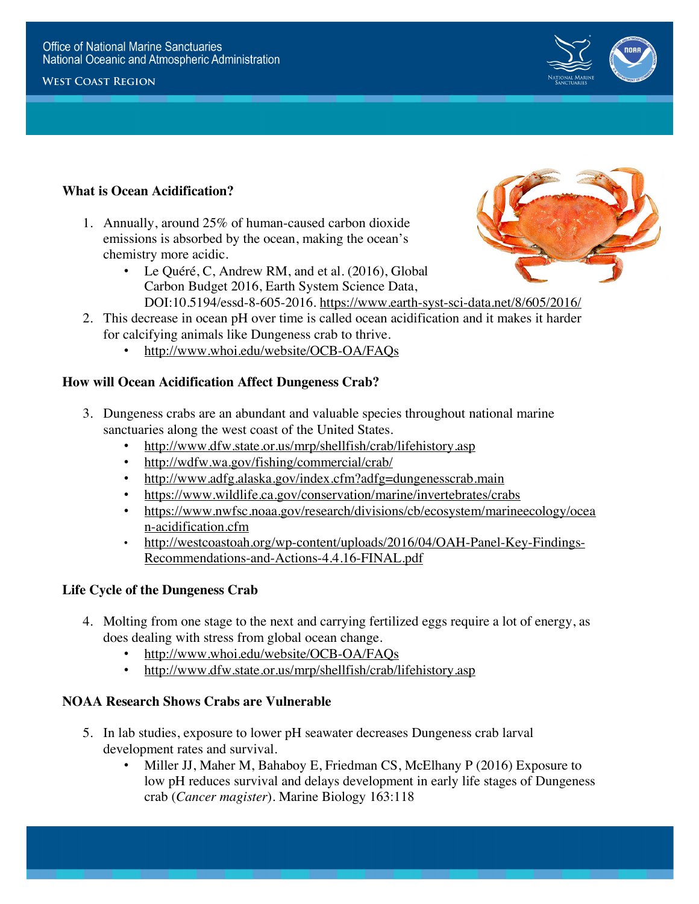Office of National Marine Sanctuaries
National Oceanic and Atmospheric Administration

WEST COAST REGION

## What is Ocean Acidification?

1. Annually, around 25% of human-caused carbon dioxide emissions is absorbed by the ocean, making the ocean's chemistry more acidic.
   - Le Quéré, C, Andrew RM, and et al. (2016), Global Carbon Budget 2016, Earth System Science Data, DOI:10.5194/essd-8-605-2016. https://www.earth-syst-sci-data.net/8/605/2016/
2. This decrease in ocean pH over time is called ocean acidification and it makes it harder for calcifying animals like Dungeness crab to thrive.
   - http://www.whoi.edu/website/OCB-OA/FAQs

## How will Ocean Acidification Affect Dungeness Crab?

3. Dungeness crabs are an abundant and valuable species throughout national marine sanctuaries along the west coast of the United States.
   - http://www.dfw.state.or.us/mrp/shellfish/crab/lifehistory.asp
   - http://wdfw.wa.gov/fishing/commercial/crab/
   - http://www.adfg.alaska.gov/index.cfm?adfg=dungenesscrab.main
   - https://www.wildlife.ca.gov/conservation/marine/invertebrates/crabs
   - https://www.nwfsc.noaa.gov/research/divisions/cb/ecosystem/marineecology/ocean-acidification.cfm
   - http://westcoastoah.org/wp-content/uploads/2016/04/OAH-Panel-Key-Findings-Recommendations-and-Actions-4.4.16-FINAL.pdf

## Life Cycle of the Dungeness Crab

4. Molting from one stage to the next and carrying fertilized eggs require a lot of energy, as does dealing with stress from global ocean change.
   - http://www.whoi.edu/website/OCB-OA/FAQs
   - http://www.dfw.state.or.us/mrp/shellfish/crab/lifehistory.asp

## NOAA Research Shows Crabs are Vulnerable

5. In lab studies, exposure to lower pH seawater decreases Dungeness crab larval development rates and survival.
   - Miller JJ, Maher M, Bahaboy E, Friedman CS, McElhany P (2016) Exposure to low pH reduces survival and delays development in early life stages of Dungeness crab (*Cancer magister*). Marine Biology 163:118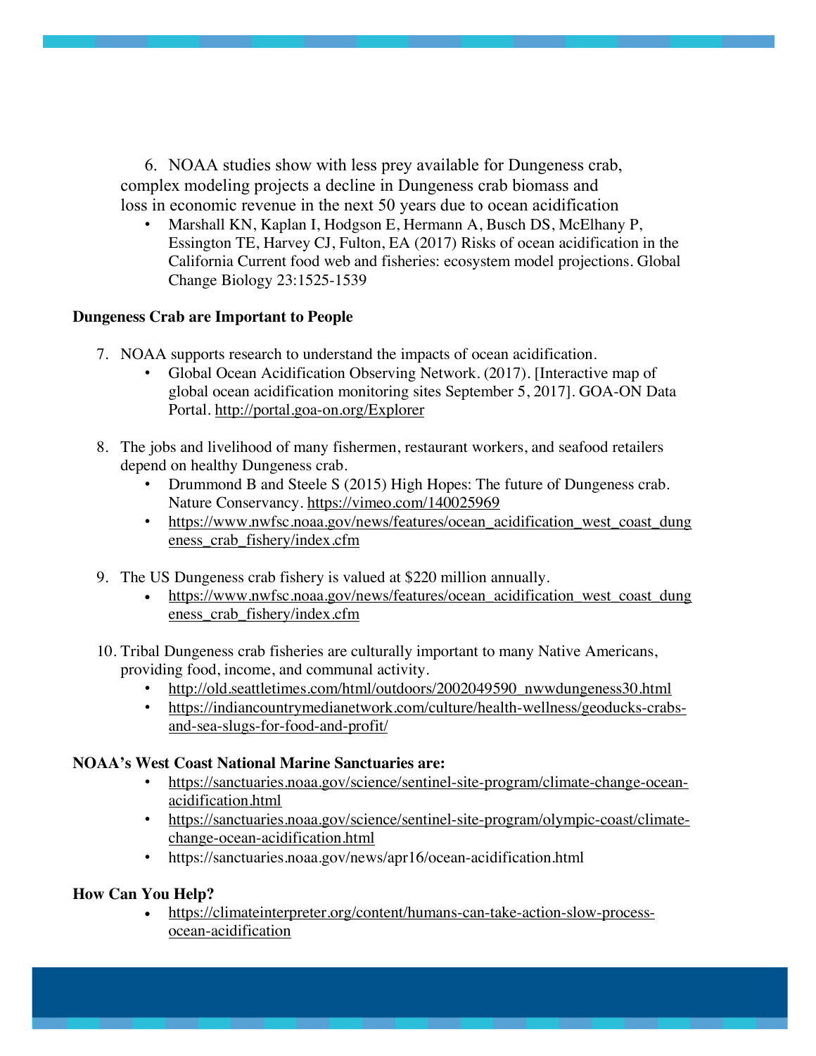6. NOAA studies show with less prey available for Dungeness crab, complex modeling projects a decline in Dungeness crab biomass and loss in economic revenue in the next 50 years due to ocean acidification
    - Marshall KN, Kaplan I, Hodgson E, Hermann A, Busch DS, McElhany P, Essington TE, Harvey CJ, Fulton, EA (2017) Risks of ocean acidification in the California Current food web and fisheries: ecosystem model projections. Global Change Biology 23:1525-1539

**Dungeness Crab are Important to People**

7. NOAA supports research to understand the impacts of ocean acidification.
    - Global Ocean Acidification Observing Network. (2017). [Interactive map of global ocean acidification monitoring sites September 5, 2017]. GOA-ON Data Portal. http://portal.goa-on.org/Explorer

8. The jobs and livelihood of many fishermen, restaurant workers, and seafood retailers depend on healthy Dungeness crab.
    - Drummond B and Steele S (2015) High Hopes: The future of Dungeness crab. Nature Conservancy. https://vimeo.com/140025969
    - https://www.nwfsc.noaa.gov/news/features/ocean_acidification_west_coast_dungeness_crab_fishery/index.cfm

9. The US Dungeness crab fishery is valued at $220 million annually.
    - https://www.nwfsc.noaa.gov/news/features/ocean_acidification_west_coast_dungeness_crab_fishery/index.cfm

10. Tribal Dungeness crab fisheries are culturally important to many Native Americans, providing food, income, and communal activity.
    - http://old.seattletimes.com/html/outdoors/2002049590_nwwdungeness30.html
    - https://indiancountrymedianetwork.com/culture/health-wellness/geoducks-crabs-and-sea-slugs-for-food-and-profit/

**NOAA's West Coast National Marine Sanctuaries are:**

- https://sanctuaries.noaa.gov/science/sentinel-site-program/climate-change-ocean-acidification.html
- https://sanctuaries.noaa.gov/science/sentinel-site-program/olympic-coast/climate-change-ocean-acidification.html
- https://sanctuaries.noaa.gov/news/apr16/ocean-acidification.html

**How Can You Help?**

- https://climateinterpreter.org/content/humans-can-take-action-slow-process-ocean-acidification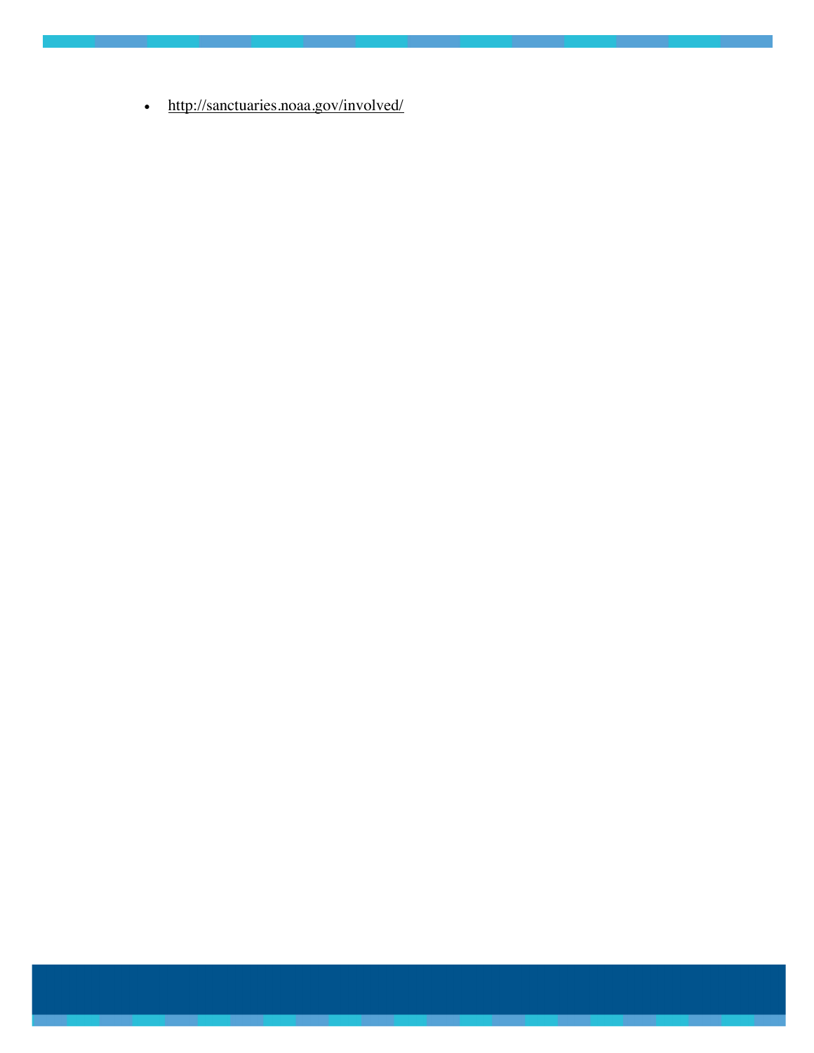- http://sanctuaries.noaa.gov/involved/